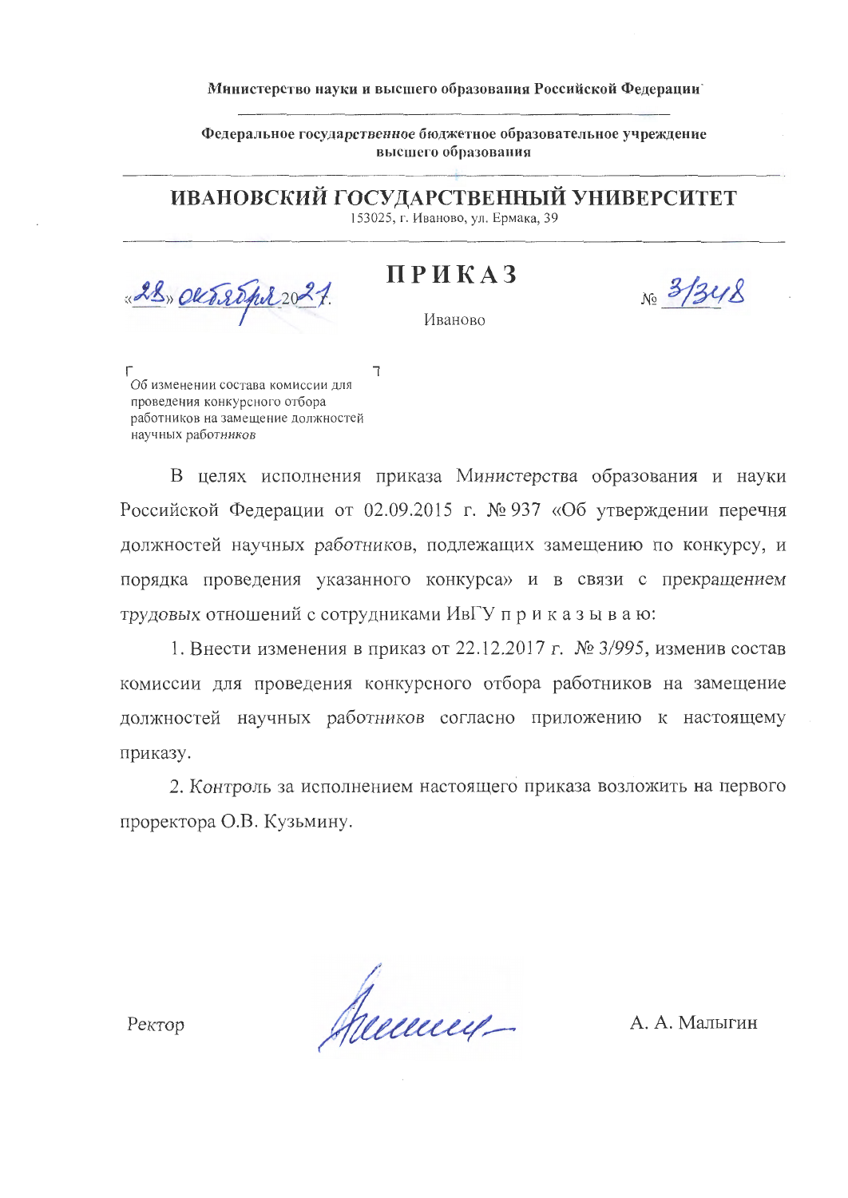Министерство науки и высшего образования Российской Федерации

Федеральное государственное бюджетное образовательное учреждение высшего образования

# ИВАНОВСКИЙ ГОСУДАРСТВЕННЫЙ УНИВЕРСИТЕТ

153025, г. Иваново, ул. Ермака, 39

«28» октября 2021 г.

## ПРИКАЗ

Иваново

№ 3/348

Об изменении состава комиссии для проведения конкурсного отбора работников на замещение должностей научных работников

В целях исполнения приказа Министерства образования и науки Российской Федерации от 02.09.2015 г. № 937 «Об утверждении перечня должностей научных работников, подлежащих замещению по конкурсу, и порядка проведения указанного конкурса» и в связи с прекращением трудовых отношений с сотрудниками ИвГУ п р и к а з ы в а ю:

1. Внести изменения в приказ от 22.12.2017 г. № 3/995, изменив состав комиссии для проведения конкурсного отбора работников на замещение должностей научных работников согласно приложению к настоящему приказу.

2. Контроль за исполнением настоящего приказа возложить на первого проректора О.В. Кузьмину.

Ректор А. А. Малыгин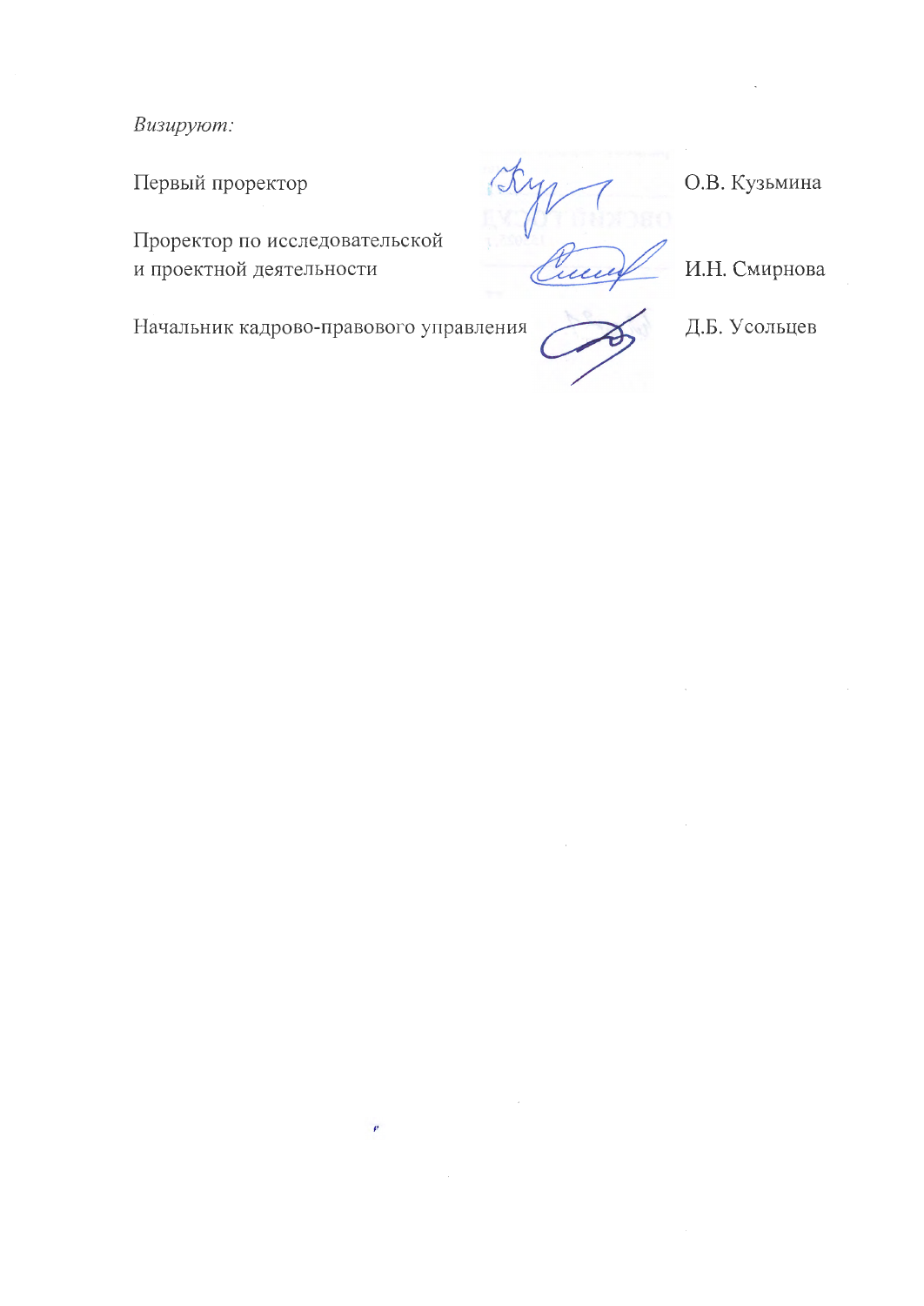*Визируют:*

| | |
|---|---|
| Первый проректор | О.В. Кузьмина |
| Проректор по исследовательской и проектной деятельности | И.Н. Смирнова |
| Начальник кадрово-правового управления | Д.Б. Усольцев |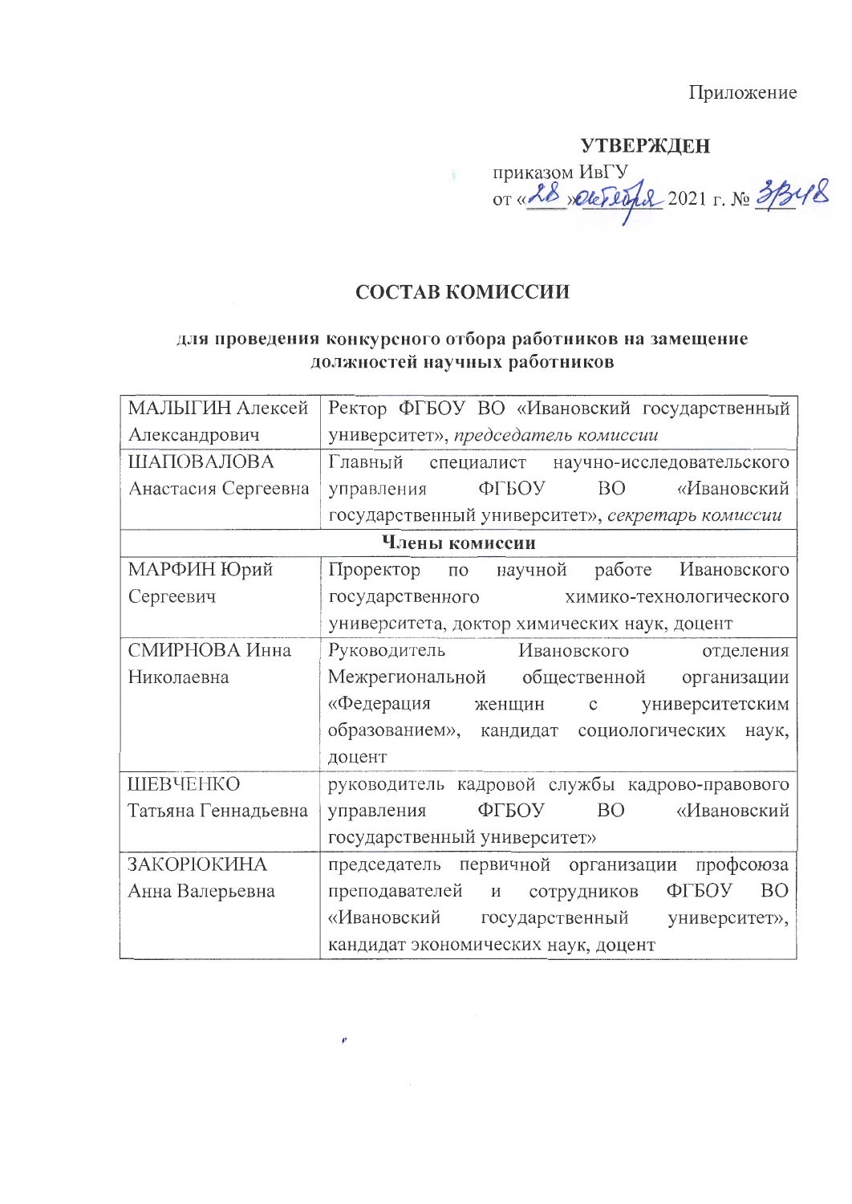Приложение

**УТВЕРЖДЕН**

приказом ИвГУ
от «28» октября 2021 г. № 3/348

## СОСТАВ КОМИССИИ

### для проведения конкурсного отбора работников на замещение должностей научных работников

| | |
|---|---|
| МАЛЫГИН Алексей Александрович | Ректор ФГБОУ ВО «Ивановский государственный университет», *председатель комиссии* |
| ШАПОВАЛОВА Анастасия Сергеевна | Главный специалист научно-исследовательского управления ФГБОУ ВО «Ивановский государственный университет», *секретарь комиссии* |
| **Члены комиссии** | |
| МАРФИН Юрий Сергеевич | Проректор по научной работе Ивановского государственного химико-технологического университета, доктор химических наук, доцент |
| СМИРНОВА Инна Николаевна | Руководитель Ивановского отделения Межрегиональной общественной организации «Федерация женщин с университетским образованием», кандидат социологических наук, доцент |
| ШЕВЧЕНКО Татьяна Геннадьевна | руководитель кадровой службы кадрово-правового управления ФГБОУ ВО «Ивановский государственный университет» |
| ЗАКОРЮКИНА Анна Валерьевна | председатель первичной организации профсоюза преподавателей и сотрудников ФГБОУ ВО «Ивановский государственный университет», кандидат экономических наук, доцент |